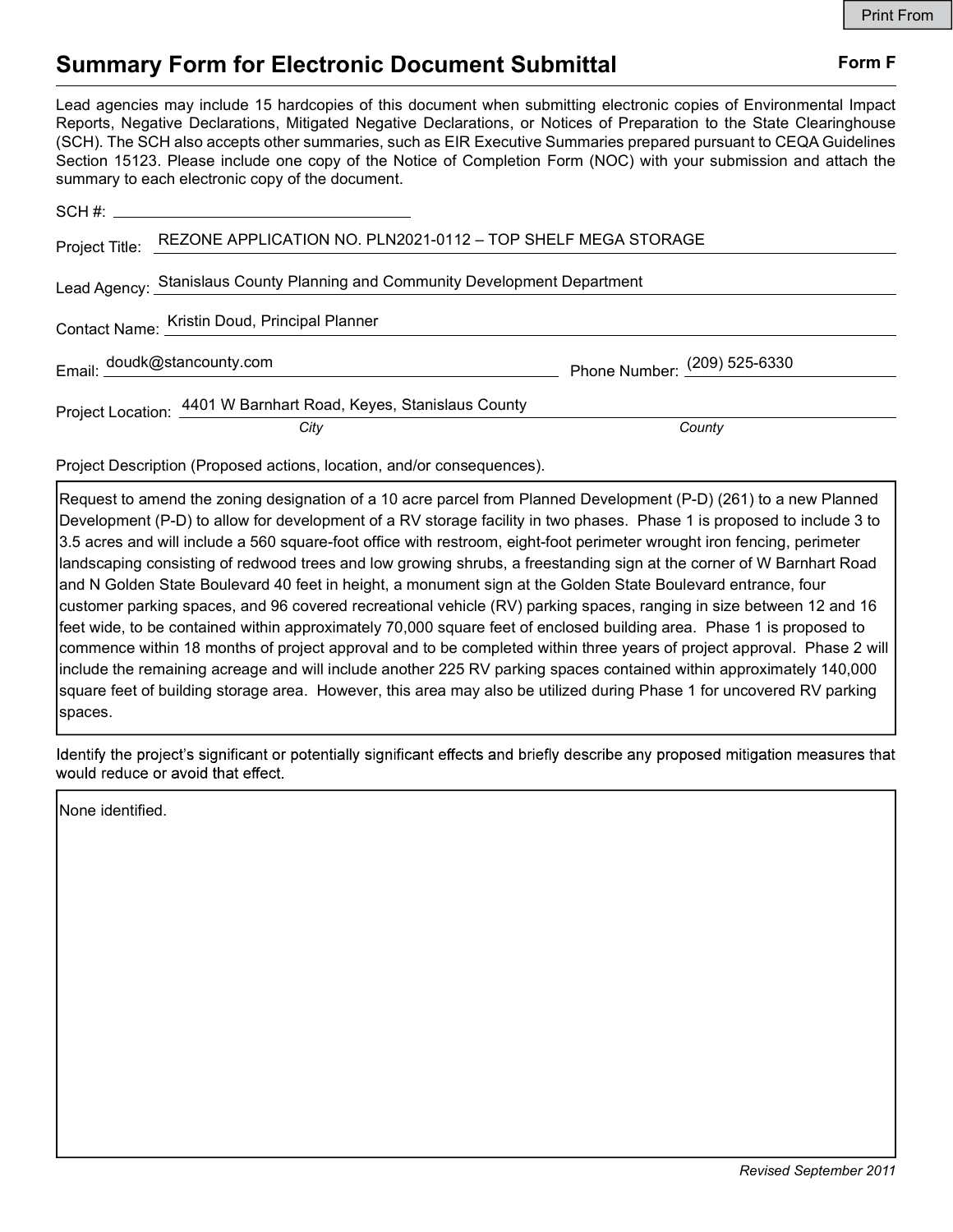# Summary Form for Electronic Document Submittal

**Form F**

Lead agencies may include 15 hardcopies of this document when submitting electronic copies of Environmental Impact Reports, Negative Declarations, Mitigated Negative Declarations, or Notices of Preparation to the State Clearinghouse (SCH). The SCH also accepts other summaries, such as EIR Executive Summaries prepared pursuant to CEQA Guidelines Section 15123. Please include one copy of the Notice of Completion Form (NOC) with your submission and attach the summary to each electronic copy of the document.

SCH #: ______________________________

Project Title: REZONE APPLICATION NO. PLN2021-0112 – TOP SHELF MEGA STORAGE

Lead Agency: Stanislaus County Planning and Community Development Department

Contact Name: Kristin Doud, Principal Planner

Email: doudk@stancounty.com

Phone Number: (209) 525-6330

Project Location: 4401 W Barnhart Road, Keyes, Stanislaus County

*City* *County*

Project Description (Proposed actions, location, and/or consequences).

Request to amend the zoning designation of a 10 acre parcel from Planned Development (P-D) (261) to a new Planned Development (P-D) to allow for development of a RV storage facility in two phases. Phase 1 is proposed to include 3 to 3.5 acres and will include a 560 square-foot office with restroom, eight-foot perimeter wrought iron fencing, perimeter landscaping consisting of redwood trees and low growing shrubs, a freestanding sign at the corner of W Barnhart Road and N Golden State Boulevard 40 feet in height, a monument sign at the Golden State Boulevard entrance, four customer parking spaces, and 96 covered recreational vehicle (RV) parking spaces, ranging in size between 12 and 16 feet wide, to be contained within approximately 70,000 square feet of enclosed building area. Phase 1 is proposed to commence within 18 months of project approval and to be completed within three years of project approval. Phase 2 will include the remaining acreage and will include another 225 RV parking spaces contained within approximately 140,000 square feet of building storage area. However, this area may also be utilized during Phase 1 for uncovered RV parking spaces.

Identify the project's significant or potentially significant effects and briefly describe any proposed mitigation measures that would reduce or avoid that effect.

None identified.

*Revised September 2011*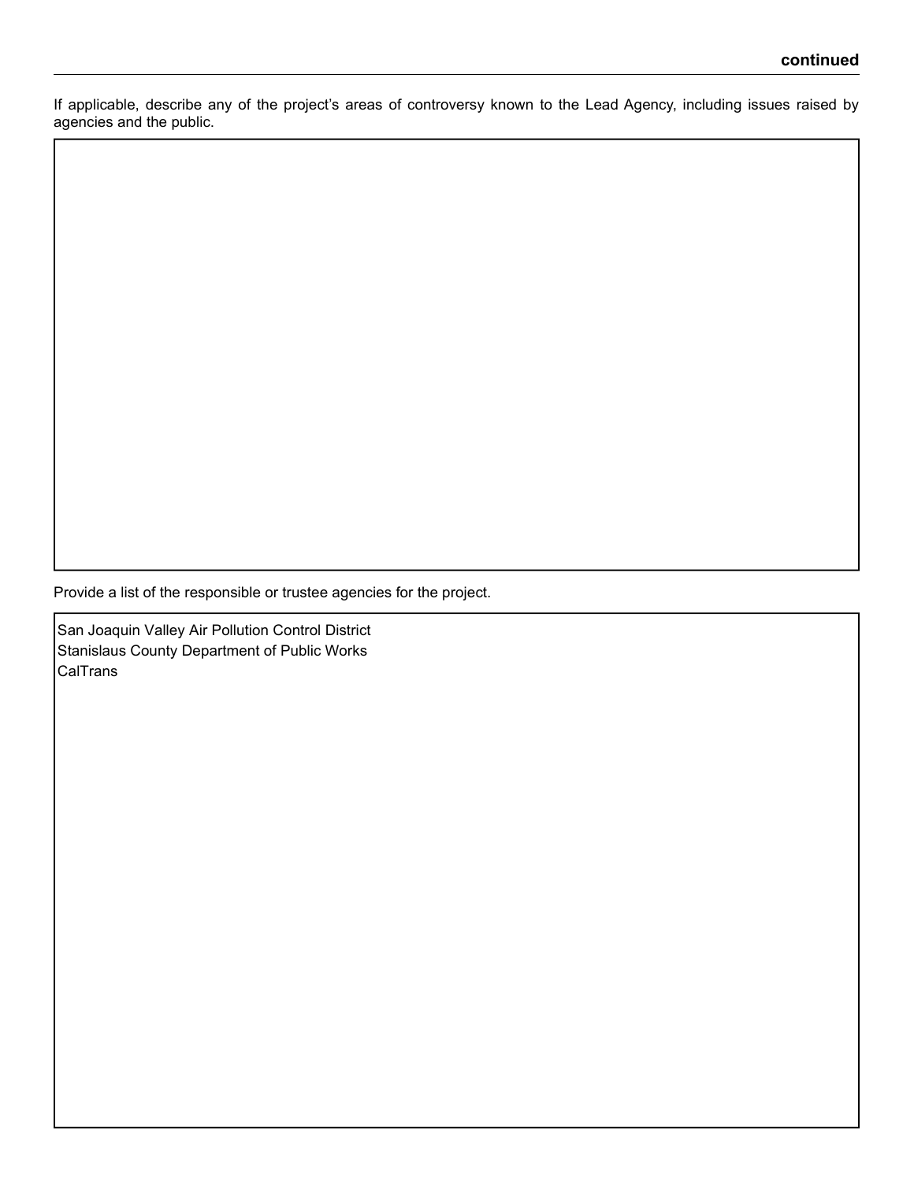**continued**

If applicable, describe any of the project's areas of controversy known to the Lead Agency, including issues raised by agencies and the public.

Provide a list of the responsible or trustee agencies for the project.

San Joaquin Valley Air Pollution Control District
Stanislaus County Department of Public Works
CalTrans